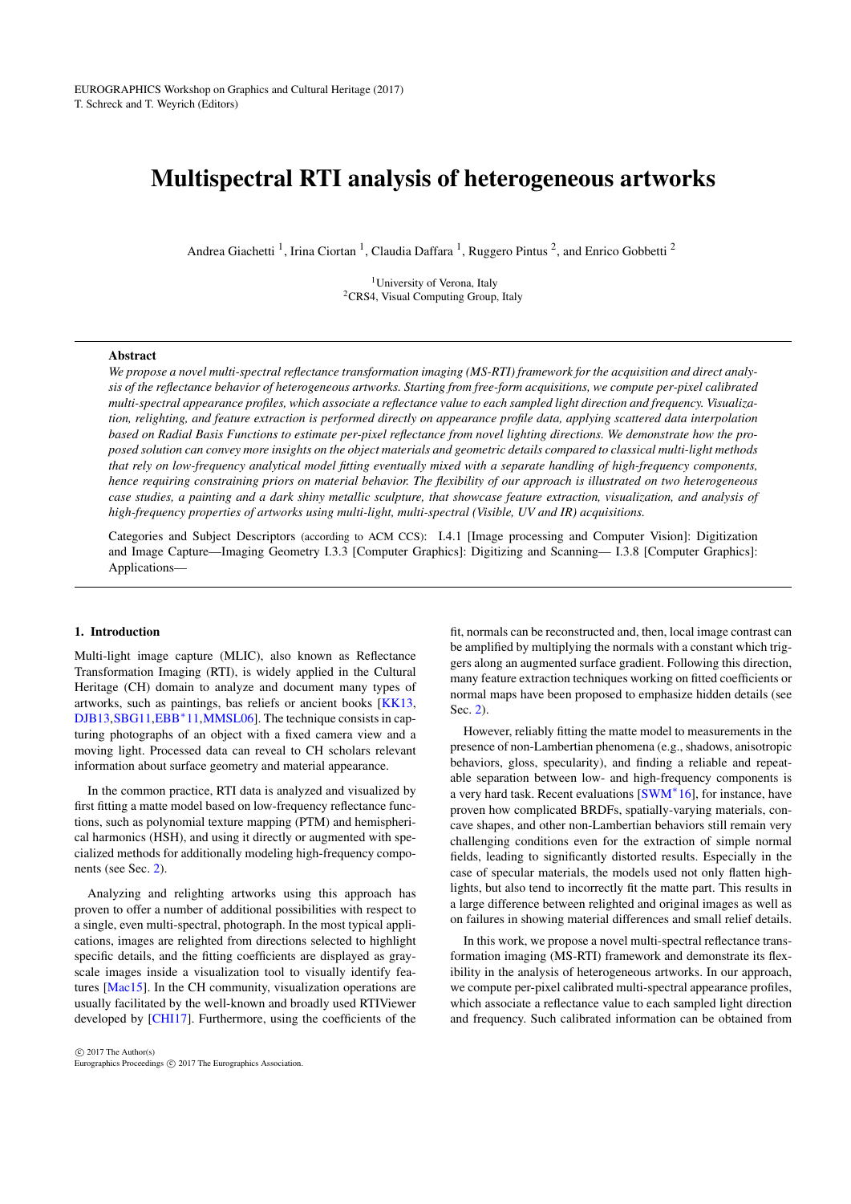EUROGRAPHICS Workshop on Graphics and Cultural Heritage (2017)
T. Schreck and T. Weyrich (Editors)

# Multispectral RTI analysis of heterogeneous artworks

Andrea Giachetti [1], Irina Ciortan [1], Claudia Daffara [1], Ruggero Pintus [2], and Enrico Gobbetti [2]

[1] University of Verona, Italy
[2] CRS4, Visual Computing Group, Italy

## Abstract

*We propose a novel multi-spectral reflectance transformation imaging (MS-RTI) framework for the acquisition and direct analysis of the reflectance behavior of heterogeneous artworks. Starting from free-form acquisitions, we compute per-pixel calibrated multi-spectral appearance profiles, which associate a reflectance value to each sampled light direction and frequency. Visualization, relighting, and feature extraction is performed directly on appearance profile data, applying scattered data interpolation based on Radial Basis Functions to estimate per-pixel reflectance from novel lighting directions. We demonstrate how the proposed solution can convey more insights on the object materials and geometric details compared to classical multi-light methods that rely on low-frequency analytical model fitting eventually mixed with a separate handling of high-frequency components, hence requiring constraining priors on material behavior. The flexibility of our approach is illustrated on two heterogeneous case studies, a painting and a dark shiny metallic sculpture, that showcase feature extraction, visualization, and analysis of high-frequency properties of artworks using multi-light, multi-spectral (Visible, UV and IR) acquisitions.*

Categories and Subject Descriptors (according to ACM CCS): I.4.1 [Image processing and Computer Vision]: Digitization and Image Capture—Imaging Geometry I.3.3 [Computer Graphics]: Digitizing and Scanning— I.3.8 [Computer Graphics]: Applications—

## 1. Introduction

Multi-light image capture (MLIC), also known as Reflectance Transformation Imaging (RTI), is widely applied in the Cultural Heritage (CH) domain to analyze and document many types of artworks, such as paintings, bas reliefs or ancient books [KK13, DJB13, SBG11, EBB*11, MMSL06]. The technique consists in capturing photographs of an object with a fixed camera view and a moving light. Processed data can reveal to CH scholars relevant information about surface geometry and material appearance.

In the common practice, RTI data is analyzed and visualized by first fitting a matte model based on low-frequency reflectance functions, such as polynomial texture mapping (PTM) and hemispherical harmonics (HSH), and using it directly or augmented with specialized methods for additionally modeling high-frequency components (see Sec. 2).

Analyzing and relighting artworks using this approach has proven to offer a number of additional possibilities with respect to a single, even multi-spectral, photograph. In the most typical applications, images are relighted from directions selected to highlight specific details, and the fitting coefficients are displayed as grayscale images inside a visualization tool to visually identify features [Mac15]. In the CH community, visualization operations are usually facilitated by the well-known and broadly used RTIViewer developed by [CHI17]. Furthermore, using the coefficients of the fit, normals can be reconstructed and, then, local image contrast can be amplified by multiplying the normals with a constant which triggers along an augmented surface gradient. Following this direction, many feature extraction techniques working on fitted coefficients or normal maps have been proposed to emphasize hidden details (see Sec. 2).

However, reliably fitting the matte model to measurements in the presence of non-Lambertian phenomena (e.g., shadows, anisotropic behaviors, gloss, specularity), and finding a reliable and repeatable separation between low- and high-frequency components is a very hard task. Recent evaluations [SWM*16], for instance, have proven how complicated BRDFs, spatially-varying materials, concave shapes, and other non-Lambertian behaviors still remain very challenging conditions even for the extraction of simple normal fields, leading to significantly distorted results. Especially in the case of specular materials, the models used not only flatten highlights, but also tend to incorrectly fit the matte part. This results in a large difference between relighted and original images as well as on failures in showing material differences and small relief details.

In this work, we propose a novel multi-spectral reflectance transformation imaging (MS-RTI) framework and demonstrate its flexibility in the analysis of heterogeneous artworks. In our approach, we compute per-pixel calibrated multi-spectral appearance profiles, which associate a reflectance value to each sampled light direction and frequency. Such calibrated information can be obtained from

© 2017 The Author(s)
Eurographics Proceedings © 2017 The Eurographics Association.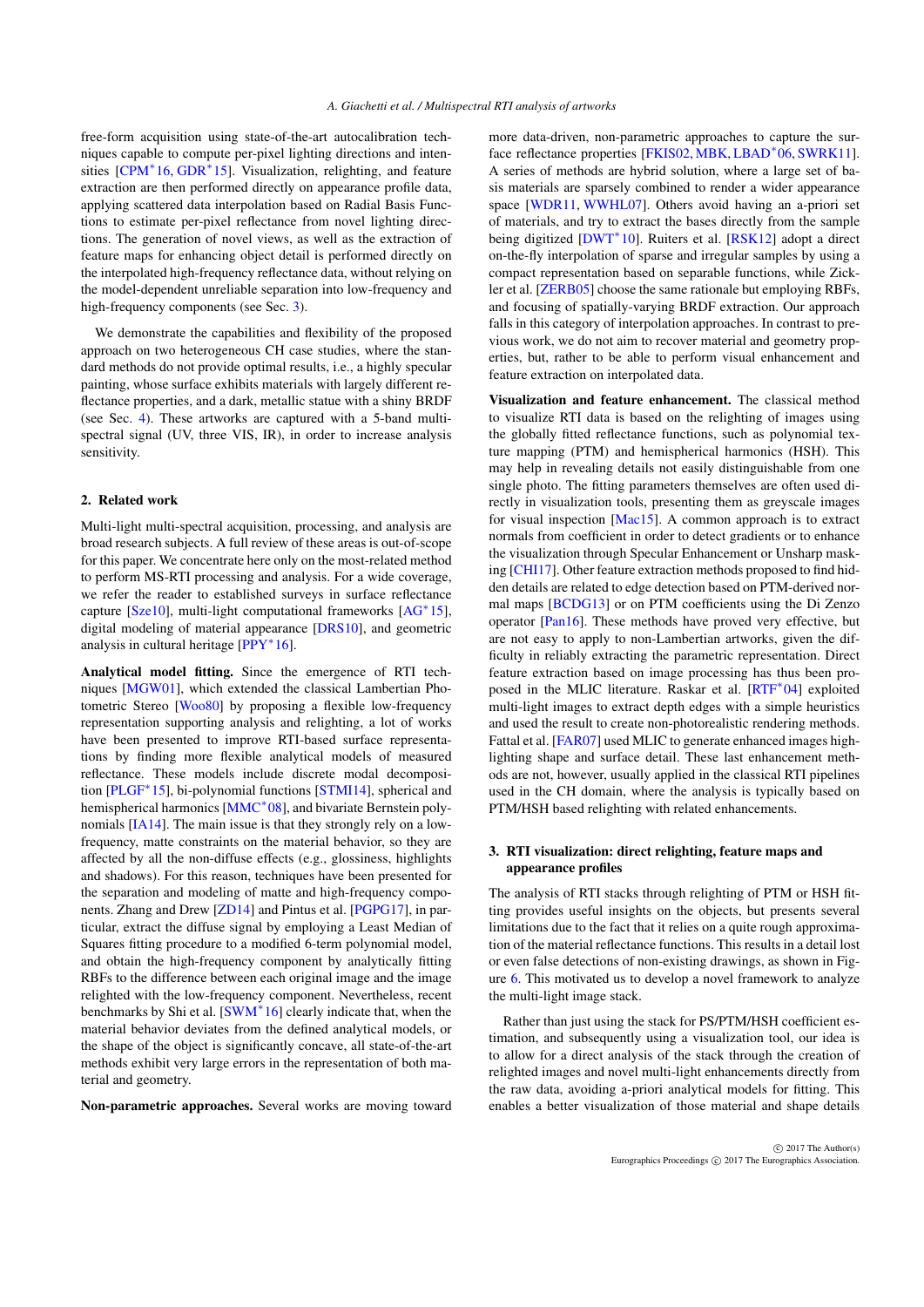free-form acquisition using state-of-the-art autocalibration techniques capable to compute per-pixel lighting directions and intensities [CPM*16, GDR*15]. Visualization, relighting, and feature extraction are then performed directly on appearance profile data, applying scattered data interpolation based on Radial Basis Functions to estimate per-pixel reflectance from novel lighting directions. The generation of novel views, as well as the extraction of feature maps for enhancing object detail is performed directly on the interpolated high-frequency reflectance data, without relying on the model-dependent unreliable separation into low-frequency and high-frequency components (see Sec. 3).

We demonstrate the capabilities and flexibility of the proposed approach on two heterogeneous CH case studies, where the standard methods do not provide optimal results, i.e., a highly specular painting, whose surface exhibits materials with largely different reflectance properties, and a dark, metallic statue with a shiny BRDF (see Sec. 4). These artworks are captured with a 5-band multispectral signal (UV, three VIS, IR), in order to increase analysis sensitivity.

## 2. Related work

Multi-light multi-spectral acquisition, processing, and analysis are broad research subjects. A full review of these areas is out-of-scope for this paper. We concentrate here only on the most-related method to perform MS-RTI processing and analysis. For a wide coverage, we refer the reader to established surveys in surface reflectance capture [Sze10], multi-light computational frameworks [AG*15], digital modeling of material appearance [DRS10], and geometric analysis in cultural heritage [PPY*16].

**Analytical model fitting.** Since the emergence of RTI techniques [MGW01], which extended the classical Lambertian Photometric Stereo [Woo80] by proposing a flexible low-frequency representation supporting analysis and relighting, a lot of works have been presented to improve RTI-based surface representations by finding more flexible analytical models of measured reflectance. These models include discrete modal decomposition [PLGF*15], bi-polynomial functions [STMI14], spherical and hemispherical harmonics [MMC*08], and bivariate Bernstein polynomials [IA14]. The main issue is that they strongly rely on a low-frequency, matte constraints on the material behavior, so they are affected by all the non-diffuse effects (e.g., glossiness, highlights and shadows). For this reason, techniques have been presented for the separation and modeling of matte and high-frequency components. Zhang and Drew [ZD14] and Pintus et al. [PGPG17], in particular, extract the diffuse signal by employing a Least Median of Squares fitting procedure to a modified 6-term polynomial model, and obtain the high-frequency component by analytically fitting RBFs to the difference between each original image and the image relighted with the low-frequency component. Nevertheless, recent benchmarks by Shi et al. [SWM*16] clearly indicate that, when the material behavior deviates from the defined analytical models, or the shape of the object is significantly concave, all state-of-the-art methods exhibit very large errors in the representation of both material and geometry.

**Non-parametric approaches.** Several works are moving toward more data-driven, non-parametric approaches to capture the surface reflectance properties [FKIS02, MBK, LBAD*06, SWRK11]. A series of methods are hybrid solution, where a large set of basis materials are sparsely combined to render a wider appearance space [WDR11, WWHL07]. Others avoid having an a-priori set of materials, and try to extract the bases directly from the sample being digitized [DWT*10]. Ruiters et al. [RSK12] adopt a direct on-the-fly interpolation of sparse and irregular samples by using a compact representation based on separable functions, while Zickler et al. [ZERB05] choose the same rationale but employing RBFs, and focusing of spatially-varying BRDF extraction. Our approach falls in this category of interpolation approaches. In contrast to previous work, we do not aim to recover material and geometry properties, but, rather to be able to perform visual enhancement and feature extraction on interpolated data.

**Visualization and feature enhancement.** The classical method to visualize RTI data is based on the relighting of images using the globally fitted reflectance functions, such as polynomial texture mapping (PTM) and hemispherical harmonics (HSH). This may help in revealing details not easily distinguishable from one single photo. The fitting parameters themselves are often used directly in visualization tools, presenting them as greyscale images for visual inspection [Mac15]. A common approach is to extract normals from coefficient in order to detect gradients or to enhance the visualization through Specular Enhancement or Unsharp masking [CHI17]. Other feature extraction methods proposed to find hidden details are related to edge detection based on PTM-derived normal maps [BCDG13] or on PTM coefficients using the Di Zenzo operator [Pan16]. These methods have proved very effective, but are not easy to apply to non-Lambertian artworks, given the difficulty in reliably extracting the parametric representation. Direct feature extraction based on image processing has thus been proposed in the MLIC literature. Raskar et al. [RTF*04] exploited multi-light images to extract depth edges with a simple heuristics and used the result to create non-photorealistic rendering methods. Fattal et al. [FAR07] used MLIC to generate enhanced images highlighting shape and surface detail. These last enhancement methods are not, however, usually applied in the classical RTI pipelines used in the CH domain, where the analysis is typically based on PTM/HSH based relighting with related enhancements.

## 3. RTI visualization: direct relighting, feature maps and appearance profiles

The analysis of RTI stacks through relighting of PTM or HSH fitting provides useful insights on the objects, but presents several limitations due to the fact that it relies on a quite rough approximation of the material reflectance functions. This results in a detail lost or even false detections of non-existing drawings, as shown in Figure 6. This motivated us to develop a novel framework to analyze the multi-light image stack.

Rather than just using the stack for PS/PTM/HSH coefficient estimation, and subsequently using a visualization tool, our idea is to allow for a direct analysis of the stack through the creation of relighted images and novel multi-light enhancements directly from the raw data, avoiding a-priori analytical models for fitting. This enables a better visualization of those material and shape details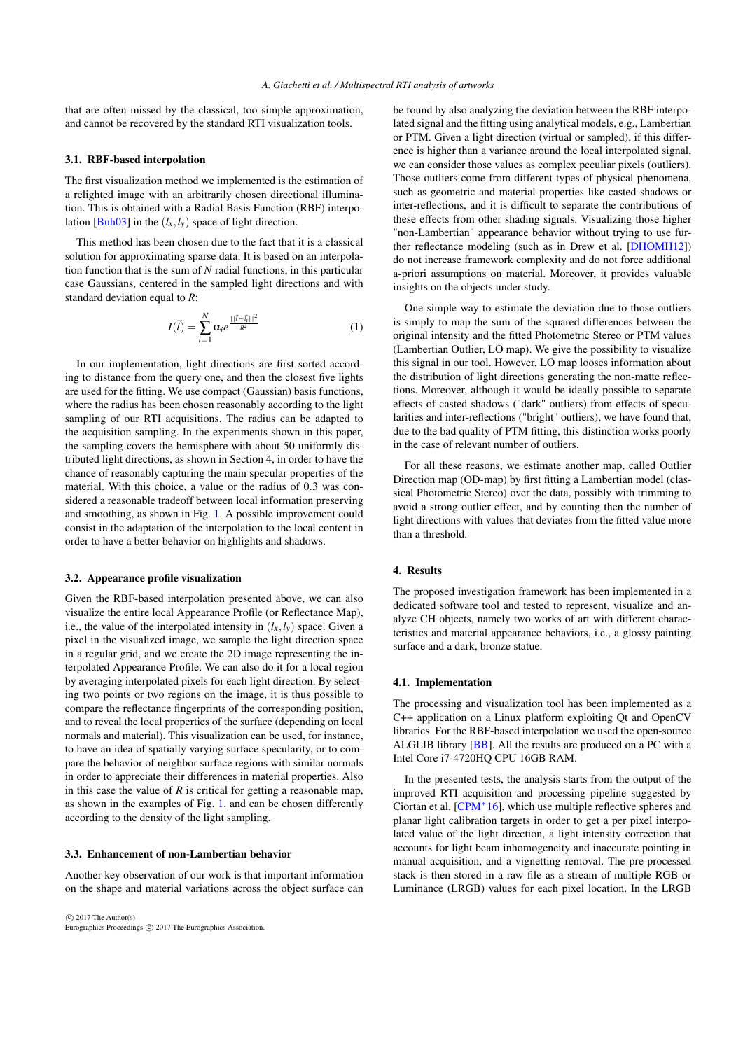that are often missed by the classical, too simple approximation, and cannot be recovered by the standard RTI visualization tools.

### 3.1. RBF-based interpolation

The first visualization method we implemented is the estimation of a relighted image with an arbitrarily chosen directional illumination. This is obtained with a Radial Basis Function (RBF) interpolation [Buh03] in the $(l_x, l_y)$ space of light direction.

This method has been chosen due to the fact that it is a classical solution for approximating sparse data. It is based on an interpolation function that is the sum of $N$ radial functions, in this particular case Gaussians, centered in the sampled light directions and with standard deviation equal to $R$:

$$I(\vec{l}) = \sum_{i=1}^{N} \alpha_i e^{\frac{||\vec{l}-\vec{l}_i||^2}{R^2}} \tag{1}$$

In our implementation, light directions are first sorted according to distance from the query one, and then the closest five lights are used for the fitting. We use compact (Gaussian) basis functions, where the radius has been chosen reasonably according to the light sampling of our RTI acquisitions. The radius can be adapted to the acquisition sampling. In the experiments shown in this paper, the sampling covers the hemisphere with about 50 uniformly distributed light directions, as shown in Section 4, in order to have the chance of reasonably capturing the main specular properties of the material. With this choice, a value or the radius of 0.3 was considered a reasonable tradeoff between local information preserving and smoothing, as shown in Fig. 1. A possible improvement could consist in the adaptation of the interpolation to the local content in order to have a better behavior on highlights and shadows.

### 3.2. Appearance profile visualization

Given the RBF-based interpolation presented above, we can also visualize the entire local Appearance Profile (or Reflectance Map), i.e., the value of the interpolated intensity in $(l_x, l_y)$ space. Given a pixel in the visualized image, we sample the light direction space in a regular grid, and we create the 2D image representing the interpolated Appearance Profile. We can also do it for a local region by averaging interpolated pixels for each light direction. By selecting two points or two regions on the image, it is thus possible to compare the reflectance fingerprints of the corresponding position, and to reveal the local properties of the surface (depending on local normals and material). This visualization can be used, for instance, to have an idea of spatially varying surface specularity, or to compare the behavior of neighbor surface regions with similar normals in order to appreciate their differences in material properties. Also in this case the value of $R$ is critical for getting a reasonable map, as shown in the examples of Fig. 1. and can be chosen differently according to the density of the light sampling.

### 3.3. Enhancement of non-Lambertian behavior

Another key observation of our work is that important information on the shape and material variations across the object surface can be found by also analyzing the deviation between the RBF interpolated signal and the fitting using analytical models, e.g., Lambertian or PTM. Given a light direction (virtual or sampled), if this difference is higher than a variance around the local interpolated signal, we can consider those values as complex peculiar pixels (outliers). Those outliers come from different types of physical phenomena, such as geometric and material properties like casted shadows or inter-reflections, and it is difficult to separate the contributions of these effects from other shading signals. Visualizing those higher "non-Lambertian" appearance behavior without trying to use further reflectance modeling (such as in Drew et al. [DHOMH12]) do not increase framework complexity and do not force additional a-priori assumptions on material. Moreover, it provides valuable insights on the objects under study.

One simple way to estimate the deviation due to those outliers is simply to map the sum of the squared differences between the original intensity and the fitted Photometric Stereo or PTM values (Lambertian Outlier, LO map). We give the possibility to visualize this signal in our tool. However, LO map looses information about the distribution of light directions generating the non-matte reflections. Moreover, although it would be ideally possible to separate effects of casted shadows ("dark" outliers) from effects of specularities and inter-reflections ("bright" outliers), we have found that, due to the bad quality of PTM fitting, this distinction works poorly in the case of relevant number of outliers.

For all these reasons, we estimate another map, called Outlier Direction map (OD-map) by first fitting a Lambertian model (classical Photometric Stereo) over the data, possibly with trimming to avoid a strong outlier effect, and by counting then the number of light directions with values that deviates from the fitted value more than a threshold.

## 4. Results

The proposed investigation framework has been implemented in a dedicated software tool and tested to represent, visualize and analyze CH objects, namely two works of art with different characteristics and material appearance behaviors, i.e., a glossy painting surface and a dark, bronze statue.

### 4.1. Implementation

The processing and visualization tool has been implemented as a C++ application on a Linux platform exploiting Qt and OpenCV libraries. For the RBF-based interpolation we used the open-source ALGLIB library [BB]. All the results are produced on a PC with a Intel Core i7-4720HQ CPU 16GB RAM.

In the presented tests, the analysis starts from the output of the improved RTI acquisition and processing pipeline suggested by Ciortan et al. [CPM*16], which use multiple reflective spheres and planar light calibration targets in order to get a per pixel interpolated value of the light direction, a light intensity correction that accounts for light beam inhomogeneity and inaccurate pointing in manual acquisition, and a vignetting removal. The pre-processed stack is then stored in a raw file as a stream of multiple RGB or Luminance (LRGB) values for each pixel location. In the LRGB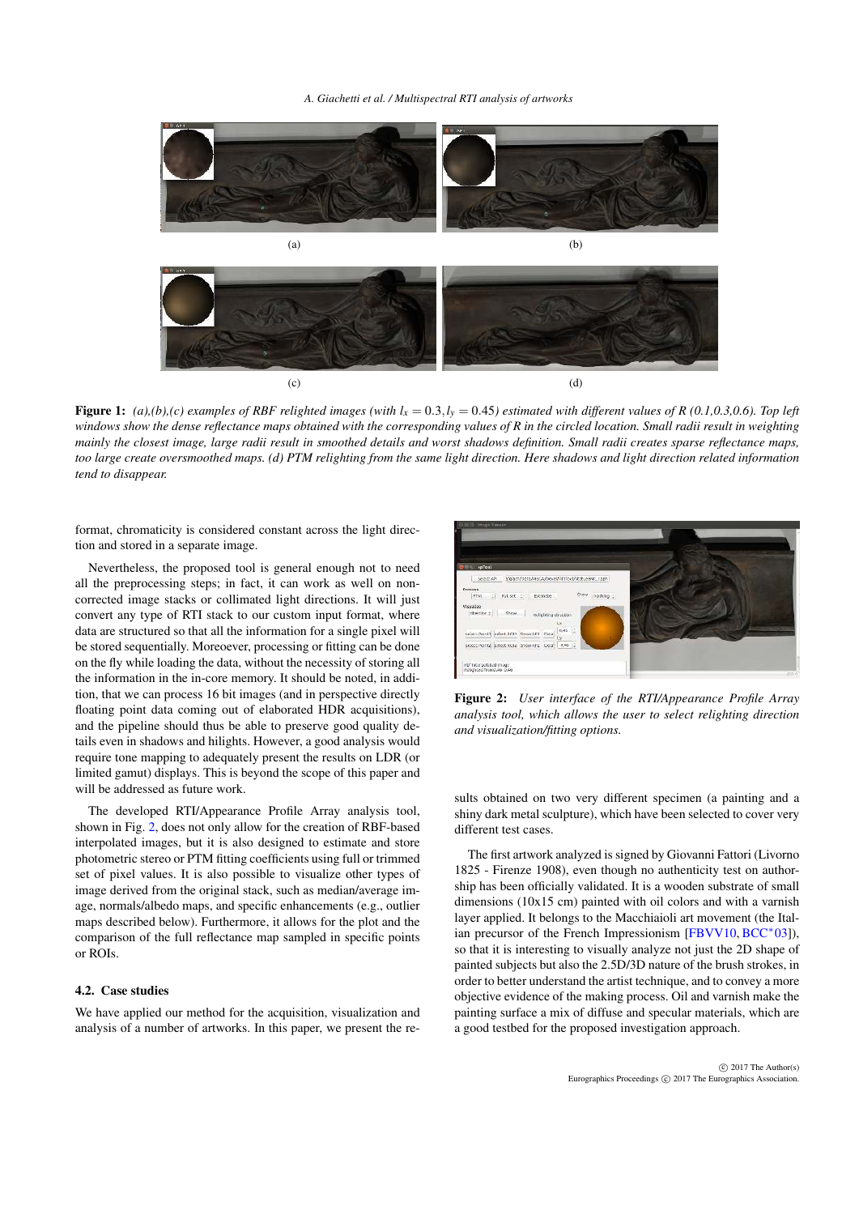(a)

(b)

(c)

(d)

**Figure 1:** *(a),(b),(c) examples of RBF relighted images (with $l_x = 0.3, l_y = 0.45$) estimated with different values of R (0.1,0.3,0.6). Top left windows show the dense reflectance maps obtained with the corresponding values of R in the circled location. Small radii result in weighting mainly the closest image, large radii result in smoothed details and worst shadows definition. Small radii creates sparse reflectance maps, too large create oversmoothed maps. (d) PTM relighting from the same light direction. Here shadows and light direction related information tend to disappear.*

format, chromaticity is considered constant across the light direction and stored in a separate image.

Nevertheless, the proposed tool is general enough not to need all the preprocessing steps; in fact, it can work as well on non-corrected image stacks or collimated light directions. It will just convert any type of RTI stack to our custom input format, where data are structured so that all the information for a single pixel will be stored sequentially. Moreoever, processing or fitting can be done on the fly while loading the data, without the necessity of storing all the information in the in-core memory. It should be noted, in addition, that we can process 16 bit images (and in perspective directly floating point data coming out of elaborated HDR acquisitions), and the pipeline should thus be able to preserve good quality details even in shadows and hilights. However, a good analysis would require tone mapping to adequately present the results on LDR (or limited gamut) displays. This is beyond the scope of this paper and will be addressed as future work.

The developed RTI/Appearance Profile Array analysis tool, shown in Fig. 2, does not only allow for the creation of RBF-based interpolated images, but it is also designed to estimate and store photometric stereo or PTM fitting coefficients using full or trimmed set of pixel values. It is also possible to visualize other types of image derived from the original stack, such as median/average image, normals/albedo maps, and specific enhancements (e.g., outlier maps described below). Furthermore, it allows for the plot and the comparison of the full reflectance map sampled in specific points or ROIs.

**Figure 2:** *User interface of the RTI/Appearance Profile Array analysis tool, which allows the user to select relighting direction and visualization/fitting options.*

### 4.2. Case studies

We have applied our method for the acquisition, visualization and analysis of a number of artworks. In this paper, we present the results obtained on two very different specimen (a painting and a shiny dark metal sculpture), which have been selected to cover very different test cases.

The first artwork analyzed is signed by Giovanni Fattori (Livorno 1825 - Firenze 1908), even though no authenticity test on authorship has been officially validated. It is a wooden substrate of small dimensions (10x15 cm) painted with oil colors and with a varnish layer applied. It belongs to the Macchiaioli art movement (the Italian precursor of the French Impressionism [FBVV10, BCC*03]), so that it is interesting to visually analyze not just the 2D shape of painted subjects but also the 2.5D/3D nature of the brush strokes, in order to better understand the artist technique, and to convey a more objective evidence of the making process. Oil and varnish make the painting surface a mix of diffuse and specular materials, which are a good testbed for the proposed investigation approach.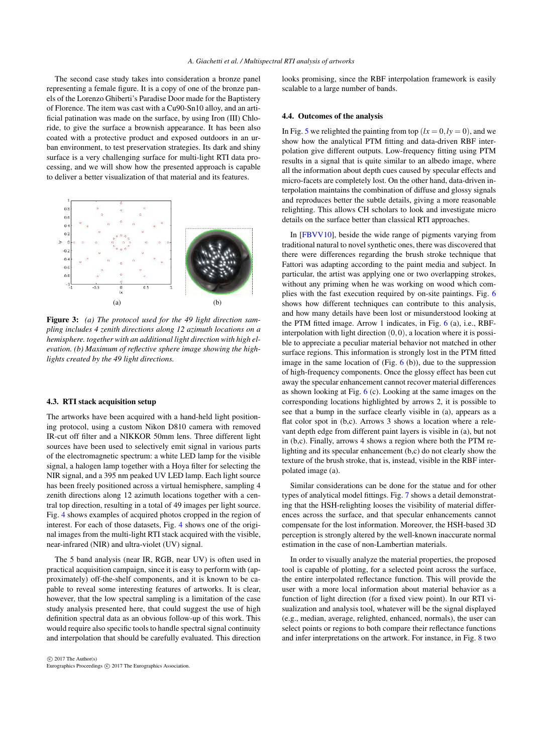The second case study takes into consideration a bronze panel representing a female figure. It is a copy of one of the bronze panels of the Lorenzo Ghiberti's Paradise Door made for the Baptistery of Florence. The item was cast with a Cu90-Sn10 alloy, and an artificial patination was made on the surface, by using Iron (III) Chloride, to give the surface a brownish appearance. It has been also coated with a protective product and exposed outdoors in an urban environment, to test preservation strategies. Its dark and shiny surface is a very challenging surface for multi-light RTI data processing, and we will show how the presented approach is capable to deliver a better visualization of that material and its features.

**Figure 3:** *(a) The protocol used for the 49 light direction sampling includes 4 zenith directions along 12 azimuth locations on a hemisphere. together with an additional light direction with high elevation. (b) Maximum of reflective sphere image showing the highlights created by the 49 light directions.*

### 4.3. RTI stack acquisition setup

The artworks have been acquired with a hand-held light positioning protocol, using a custom Nikon D810 camera with removed IR-cut off filter and a NIKKOR 50mm lens. Three different light sources have been used to selectively emit signal in various parts of the electromagnetic spectrum: a white LED lamp for the visible signal, a halogen lamp together with a Hoya filter for selecting the NIR signal, and a 395 nm peaked UV LED lamp. Each light source has been freely positioned across a virtual hemisphere, sampling 4 zenith directions along 12 azimuth locations together with a central top direction, resulting in a total of 49 images per light source. Fig. 4 shows examples of acquired photos cropped in the region of interest. For each of those datasets, Fig. 4 shows one of the original images from the multi-light RTI stack acquired with the visible, near-infrared (NIR) and ultra-violet (UV) signal.

The 5 band analysis (near IR, RGB, near UV) is often used in practical acquisition campaign, since it is easy to perform with (approximately) off-the-shelf components, and it is known to be capable to reveal some interesting features of artworks. It is clear, however, that the low spectral sampling is a limitation of the case study analysis presented here, that could suggest the use of high definition spectral data as an obvious follow-up of this work. This would require also specific tools to handle spectral signal continuity and interpolation that should be carefully evaluated. This direction looks promising, since the RBF interpolation framework is easily scalable to a large number of bands.

### 4.4. Outcomes of the analysis

In Fig. 5 we relighted the painting from top ($lx = 0, ly = 0$), and we show how the analytical PTM fitting and data-driven RBF interpolation give different outputs. Low-frequency fitting using PTM results in a signal that is quite similar to an albedo image, where all the information about depth cues caused by specular effects and micro-facets are completely lost. On the other hand, data-driven interpolation maintains the combination of diffuse and glossy signals and reproduces better the subtle details, giving a more reasonable relighting. This allows CH scholars to look and investigate micro details on the surface better than classical RTI approaches.

In [FBVV10], beside the wide range of pigments varying from traditional natural to novel synthetic ones, there was discovered that there were differences regarding the brush stroke technique that Fattori was adapting according to the paint media and subject. In particular, the artist was applying one or two overlapping strokes, without any priming when he was working on wood which complies with the fast execution required by on-site paintings. Fig. 6 shows how different techniques can contribute to this analysis, and how many details have been lost or misunderstood looking at the PTM fitted image. Arrow 1 indicates, in Fig. 6 (a), i.e., RBF-interpolation with light direction $(0,0)$, a location where it is possible to appreciate a peculiar material behavior not matched in other surface regions. This information is strongly lost in the PTM fitted image in the same location of (Fig. 6 (b)), due to the suppression of high-frequency components. Once the glossy effect has been cut away the specular enhancement cannot recover material differences as shown looking at Fig. 6 (c). Looking at the same images on the corresponding locations highlighted by arrows 2, it is possible to see that a bump in the surface clearly visible in (a), appears as a flat color spot in (b,c). Arrows 3 shows a location where a relevant depth edge from different paint layers is visible in (a), but not in (b,c). Finally, arrows 4 shows a region where both the PTM relighting and its specular enhancement (b,c) do not clearly show the texture of the brush stroke, that is, instead, visible in the RBF interpolated image (a).

Similar considerations can be done for the statue and for other types of analytical model fittings. Fig. 7 shows a detail demonstrating that the HSH-relighting looses the visibility of material differences across the surface, and that specular enhancements cannot compensate for the lost information. Moreover, the HSH-based 3D perception is strongly altered by the well-known inaccurate normal estimation in the case of non-Lambertian materials.

In order to visually analyze the material properties, the proposed tool is capable of plotting, for a selected point across the surface, the entire interpolated reflectance function. This will provide the user with a more local information about material behavior as a function of light direction (for a fixed view point). In our RTI visualization and analysis tool, whatever will be the signal displayed (e.g., median, average, relighted, enhanced, normals), the user can select points or regions to both compare their reflectance functions and infer interpretations on the artwork. For instance, in Fig. 8 two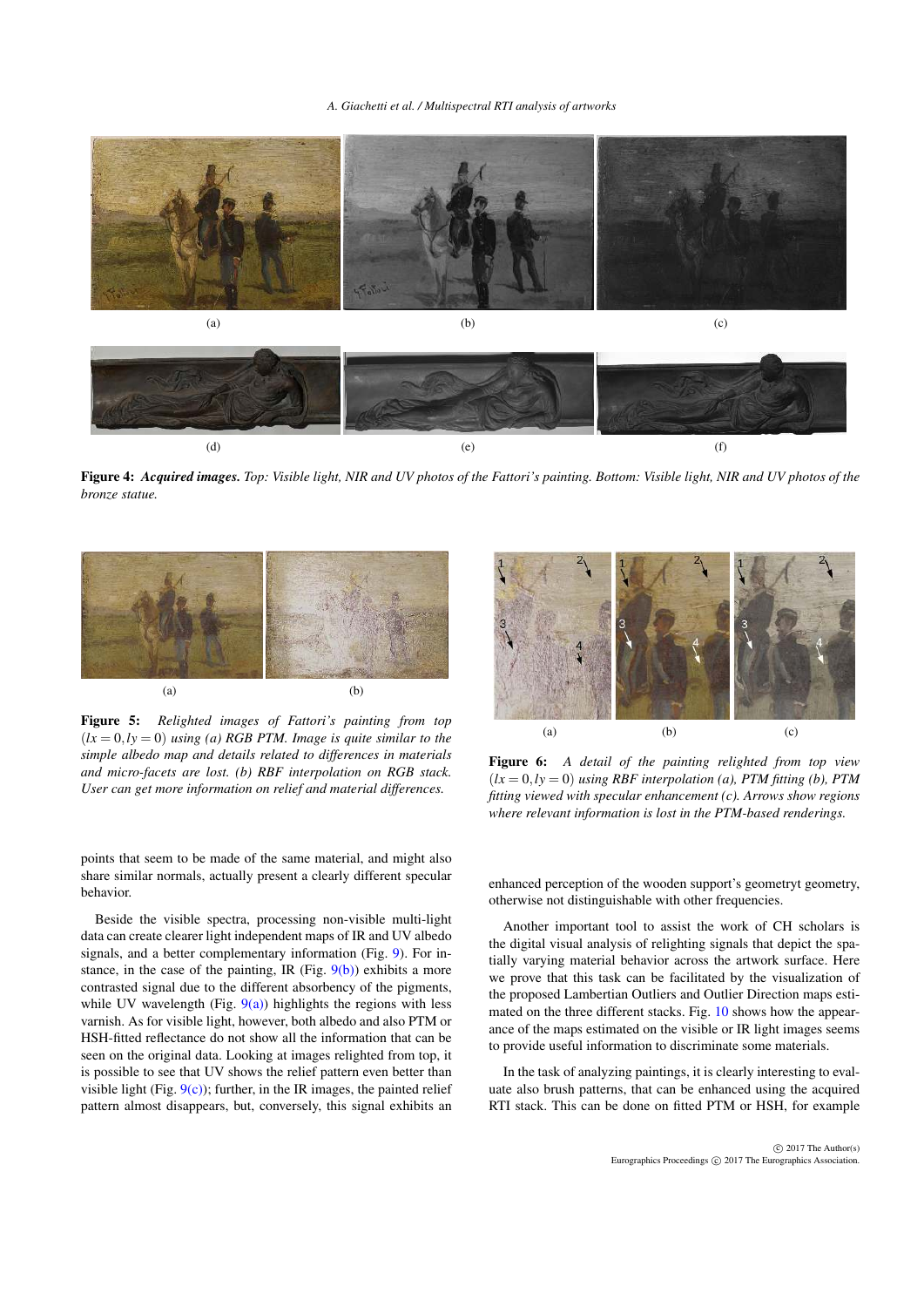(a)

(b)

(c)

(d)

(e)

(f)

**Figure 4:** ***Acquired images.*** *Top: Visible light, NIR and UV photos of the Fattori's painting. Bottom: Visible light, NIR and UV photos of the bronze statue.*

(a)

(b)

**Figure 5:** *Relighted images of Fattori's painting from top ($lx = 0, ly = 0$) using (a) RGB PTM. Image is quite similar to the simple albedo map and details related to differences in materials and micro-facets are lost. (b) RBF interpolation on RGB stack. User can get more information on relief and material differences.*

(a)

(b)

(c)

**Figure 6:** *A detail of the painting relighted from top view ($lx = 0, ly = 0$) using RBF interpolation (a), PTM fitting (b), PTM fitting viewed with specular enhancement (c). Arrows show regions where relevant information is lost in the PTM-based renderings.*

points that seem to be made of the same material, and might also share similar normals, actually present a clearly different specular behavior.

Beside the visible spectra, processing non-visible multi-light data can create clearer light independent maps of IR and UV albedo signals, and a better complementary information (Fig. 9). For instance, in the case of the painting, IR (Fig. 9(b)) exhibits a more contrasted signal due to the different absorbency of the pigments, while UV wavelength (Fig. 9(a)) highlights the regions with less varnish. As for visible light, however, both albedo and also PTM or HSH-fitted reflectance do not show all the information that can be seen on the original data. Looking at images relighted from top, it is possible to see that UV shows the relief pattern even better than visible light (Fig. 9(c)); further, in the IR images, the painted relief pattern almost disappears, but, conversely, this signal exhibits an enhanced perception of the wooden support's geometryt geometry, otherwise not distinguishable with other frequencies.

Another important tool to assist the work of CH scholars is the digital visual analysis of relighting signals that depict the spatially varying material behavior across the artwork surface. Here we prove that this task can be facilitated by the visualization of the proposed Lambertian Outliers and Outlier Direction maps estimated on the three different stacks. Fig. 10 shows how the appearance of the maps estimated on the visible or IR light images seems to provide useful information to discriminate some materials.

In the task of analyzing paintings, it is clearly interesting to evaluate also brush patterns, that can be enhanced using the acquired RTI stack. This can be done on fitted PTM or HSH, for example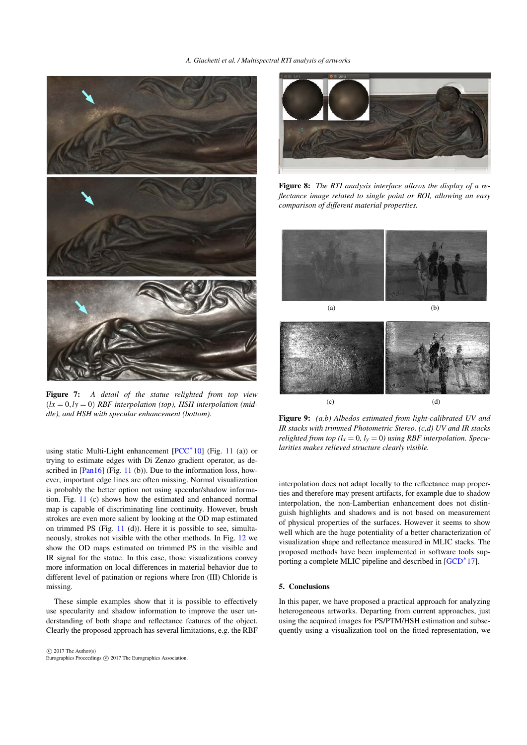Figure 7: *A detail of the statue relighted from top view $(lx = 0, ly = 0)$ RBF interpolation (top), HSH interpolation (middle), and HSH with specular enhancement (bottom).*

using static Multi-Light enhancement [PCC*10] (Fig. 11 (a)) or trying to estimate edges with Di Zenzo gradient operator, as described in [Pan16] (Fig. 11 (b)). Due to the information loss, however, important edge lines are often missing. Normal visualization is probably the better option not using specular/shadow information. Fig. 11 (c) shows how the estimated and enhanced normal map is capable of discriminating line continuity. However, brush strokes are even more salient by looking at the OD map estimated on trimmed PS (Fig. 11 (d)). Here it is possible to see, simultaneously, strokes not visible with the other methods. In Fig. 12 we show the OD maps estimated on trimmed PS in the visible and IR signal for the statue. In this case, those visualizations convey more information on local differences in material behavior due to different level of patination or regions where Iron (III) Chloride is missing.

These simple examples show that it is possible to effectively use specularity and shadow information to improve the user understanding of both shape and reflectance features of the object. Clearly the proposed approach has several limitations, e.g. the RBF interpolation does not adapt locally to the reflectance map properties and therefore may present artifacts, for example due to shadow interpolation, the non-Lambertian enhancement does not distinguish highlights and shadows and is not based on measurement of physical properties of the surfaces. However it seems to show well which are the huge potentiality of a better characterization of visualization shape and reflectance measured in MLIC stacks. The proposed methods have been implemented in software tools supporting a complete MLIC pipeline and described in [GCD*17].

Figure 8: *The RTI analysis interface allows the display of a reflectance image related to single point or ROI, allowing an easy comparison of different material properties.*

(a) (b)

(c) (d)

Figure 9: *(a,b) Albedos estimated from light-calibrated UV and IR stacks with trimmed Photometric Stereo. (c,d) UV and IR stacks relighted from top ($l_x = 0$, $l_y = 0$) using RBF interpolation. Specularities makes relieved structure clearly visible.*

## 5. Conclusions

In this paper, we have proposed a practical approach for analyzing heterogeneous artworks. Departing from current approaches, just using the acquired images for PS/PTM/HSH estimation and subsequently using a visualization tool on the fitted representation, we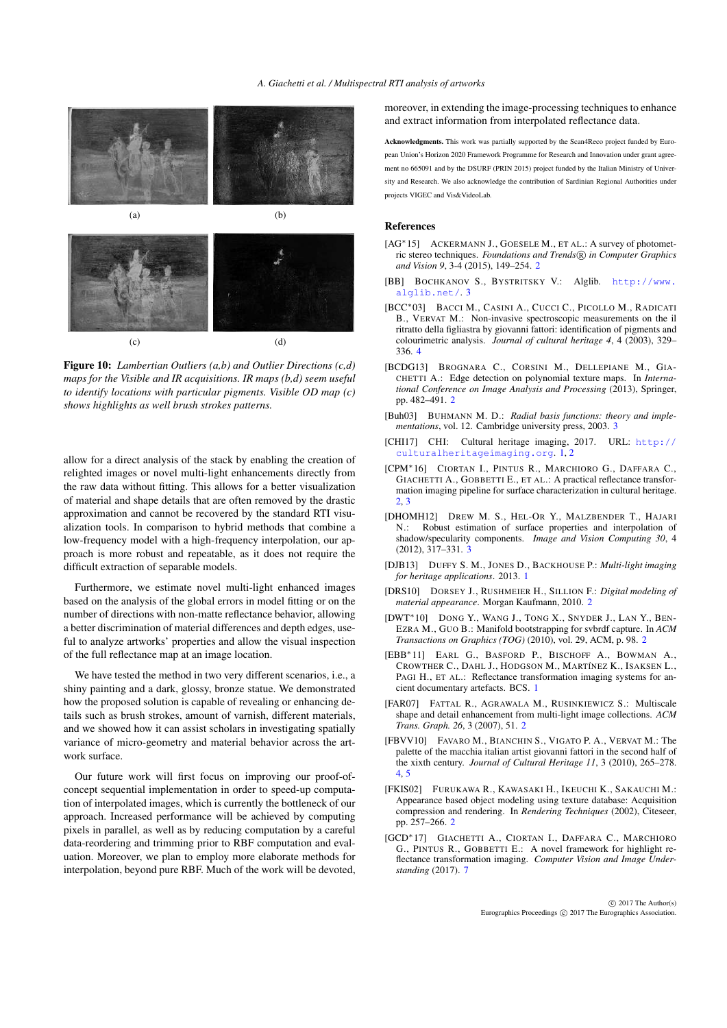(a) (b)

(c) (d)

**Figure 10:** *Lambertian Outliers (a,b) and Outlier Directions (c,d) maps for the Visible and IR acquisitions. IR maps (b,d) seem useful to identify locations with particular pigments. Visible OD map (c) shows highlights as well brush strokes patterns.*

allow for a direct analysis of the stack by enabling the creation of relighted images or novel multi-light enhancements directly from the raw data without fitting. This allows for a better visualization of material and shape details that are often removed by the drastic approximation and cannot be recovered by the standard RTI visualization tools. In comparison to hybrid methods that combine a low-frequency model with a high-frequency interpolation, our approach is more robust and repeatable, as it does not require the difficult extraction of separable models.

Furthermore, we estimate novel multi-light enhanced images based on the analysis of the global errors in model fitting or on the number of directions with non-matte reflectance behavior, allowing a better discrimination of material differences and depth edges, useful to analyze artworks' properties and allow the visual inspection of the full reflectance map at an image location.

We have tested the method in two very different scenarios, i.e., a shiny painting and a dark, glossy, bronze statue. We demonstrated how the proposed solution is capable of revealing or enhancing details such as brush strokes, amount of varnish, different materials, and we showed how it can assist scholars in investigating spatially variance of micro-geometry and material behavior across the artwork surface.

Our future work will first focus on improving our proof-of-concept sequential implementation in order to speed-up computation of interpolated images, which is currently the bottleneck of our approach. Increased performance will be achieved by computing pixels in parallel, as well as by reducing computation by a careful data-reordering and trimming prior to RBF computation and evaluation. Moreover, we plan to employ more elaborate methods for interpolation, beyond pure RBF. Much of the work will be devoted, moreover, in extending the image-processing techniques to enhance and extract information from interpolated reflectance data.

**Acknowledgments.** This work was partially supported by the Scan4Reco project funded by European Union's Horizon 2020 Framework Programme for Research and Innovation under grant agreement no 665091 and by the DSURF (PRIN 2015) project funded by the Italian Ministry of University and Research. We also acknowledge the contribution of Sardinian Regional Authorities under projects VIGEC and Vis&VideoLab.

## References

[AG*15] ACKERMANN J., GOESELE M., ET AL.: A survey of photometric stereo techniques. *Foundations and Trends® in Computer Graphics and Vision 9*, 3-4 (2015), 149–254. 2

[BB] BOCHKANOV S., BYSTRITSKY V.: Alglib. http://www.alglib.net/. 3

[BCC*03] BACCI M., CASINI A., CUCCI C., PICOLLO M., RADICATI B., VERVAT M.: Non-invasive spectroscopic measurements on the il ritratto della figliastra by giovanni fattori: identification of pigments and colourimetric analysis. *Journal of cultural heritage 4*, 4 (2003), 329–336. 4

[BCDG13] BROGNARA C., CORSINI M., DELLEPIANE M., GIACHETTI A.: Edge detection on polynomial texture maps. In *International Conference on Image Analysis and Processing* (2013), Springer, pp. 482–491. 2

[Buh03] BUHMANN M. D.: *Radial basis functions: theory and implementations*, vol. 12. Cambridge university press, 2003. 3

[CHI17] CHI: Cultural heritage imaging, 2017. URL: http://culturalheritageimaging.org. 1, 2

[CPM*16] CIORTAN I., PINTUS R., MARCHIORO G., DAFFARA C., GIACHETTI A., GOBBETTI E., ET AL.: A practical reflectance transformation imaging pipeline for surface characterization in cultural heritage. 2, 3

[DHOMH12] DREW M. S., HEL-OR Y., MALZBENDER T., HAJARI N.: Robust estimation of surface properties and interpolation of shadow/specularity components. *Image and Vision Computing 30*, 4 (2012), 317–331. 3

[DJB13] DUFFY S. M., JONES D., BACKHOUSE P.: *Multi-light imaging for heritage applications*. 2013. 1

[DRS10] DORSEY J., RUSHMEIER H., SILLION F.: *Digital modeling of material appearance*. Morgan Kaufmann, 2010. 2

[DWT*10] DONG Y., WANG J., TONG X., SNYDER J., LAN Y., BEN-EZRA M., GUO B.: Manifold bootstrapping for svbrdf capture. In *ACM Transactions on Graphics (TOG)* (2010), vol. 29, ACM, p. 98. 2

[EBB*11] EARL G., BASFORD P., BISCHOFF A., BOWMAN A., CROWTHER C., DAHL J., HODGSON M., MARTÍNEZ K., ISAKSEN L., PAGI H., ET AL.: Reflectance transformation imaging systems for ancient documentary artefacts. BCS. 1

[FAR07] FATTAL R., AGRAWALA M., RUSINKIEWICZ S.: Multiscale shape and detail enhancement from multi-light image collections. *ACM Trans. Graph. 26*, 3 (2007), 51. 2

[FBVV10] FAVARO M., BIANCHIN S., VIGATO P. A., VERVAT M.: The palette of the macchia italian artist giovanni fattori in the second half of the xixth century. *Journal of Cultural Heritage 11*, 3 (2010), 265–278. 4, 5

[FKIS02] FURUKAWA R., KAWASAKI H., IKEUCHI K., SAKAUCHI M.: Appearance based object modeling using texture database: Acquisition compression and rendering. In *Rendering Techniques* (2002), Citeseer, pp. 257–266. 2

[GCD*17] GIACHETTI A., CIORTAN I., DAFFARA C., MARCHIORO G., PINTUS R., GOBBETTI E.: A novel framework for highlight reflectance transformation imaging. *Computer Vision and Image Understanding* (2017). 7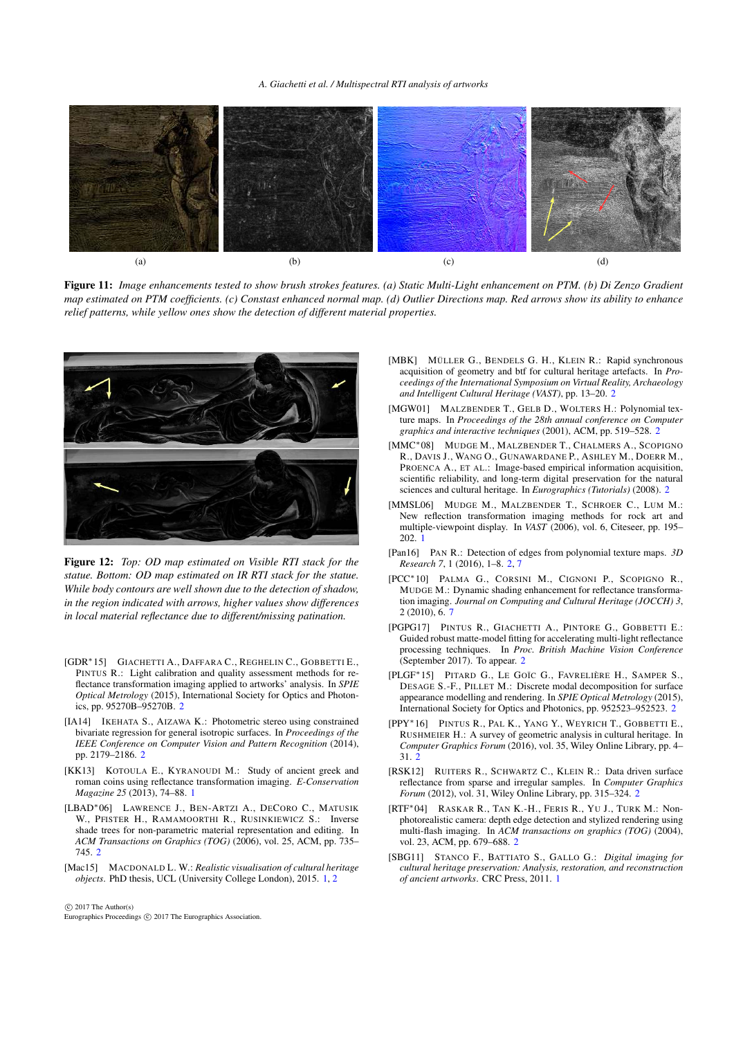(a) (b) (c) (d)

**Figure 11:** *Image enhancements tested to show brush strokes features. (a) Static Multi-Light enhancement on PTM. (b) Di Zenzo Gradient map estimated on PTM coefficients. (c) Constast enhanced normal map. (d) Outlier Directions map. Red arrows show its ability to enhance relief patterns, while yellow ones show the detection of different material properties.*

**Figure 12:** *Top: OD map estimated on Visible RTI stack for the statue. Bottom: OD map estimated on IR RTI stack for the statue. While body contours are well shown due to the detection of shadow, in the region indicated with arrows, higher values show differences in local material reflectance due to different/missing patination.*

[GDR*15] Giachetti A., Daffara C., Reghelin C., Gobbetti E., Pintus R.: Light calibration and quality assessment methods for reflectance transformation imaging applied to artworks' analysis. In *SPIE Optical Metrology* (2015), International Society for Optics and Photonics, pp. 95270B–95270B. 2

[IA14] Ikehata S., Aizawa K.: Photometric stereo using constrained bivariate regression for general isotropic surfaces. In *Proceedings of the IEEE Conference on Computer Vision and Pattern Recognition* (2014), pp. 2179–2186. 2

[KK13] Kotoula E., Kyranoudi M.: Study of ancient greek and roman coins using reflectance transformation imaging. *E-Conservation Magazine 25* (2013), 74–88. 1

[LBAD*06] Lawrence J., Ben-Artzi A., DeCoro C., Matusik W., Pfister H., Ramamoorthi R., Rusinkiewicz S.: Inverse shade trees for non-parametric material representation and editing. In *ACM Transactions on Graphics (TOG)* (2006), vol. 25, ACM, pp. 735–745. 2

[Mac15] MacDonald L. W.: *Realistic visualisation of cultural heritage objects*. PhD thesis, UCL (University College London), 2015. 1, 2

[MBK] Müller G., Bendels G. H., Klein R.: Rapid synchronous acquisition of geometry and btf for cultural heritage artefacts. In *Proceedings of the International Symposium on Virtual Reality, Archaeology and Intelligent Cultural Heritage (VAST)*, pp. 13–20. 2

[MGW01] Malzbender T., Gelb D., Wolters H.: Polynomial texture maps. In *Proceedings of the 28th annual conference on Computer graphics and interactive techniques* (2001), ACM, pp. 519–528. 2

[MMC*08] Mudge M., Malzbender T., Chalmers A., Scopigno R., Davis J., Wang O., Gunawardane P., Ashley M., Doerr M., Proenca A., et al.: Image-based empirical information acquisition, scientific reliability, and long-term digital preservation for the natural sciences and cultural heritage. In *Eurographics (Tutorials)* (2008). 2

[MMSL06] Mudge M., Malzbender T., Schroer C., Lum M.: New reflection transformation imaging methods for rock art and multiple-viewpoint display. In *VAST* (2006), vol. 6, Citeseer, pp. 195–202. 1

[Pan16] Pan R.: Detection of edges from polynomial texture maps. *3D Research 7*, 1 (2016), 1–8. 2, 7

[PCC*10] Palma G., Corsini M., Cignoni P., Scopigno R., Mudge M.: Dynamic shading enhancement for reflectance transformation imaging. *Journal on Computing and Cultural Heritage (JOCCH) 3*, 2 (2010), 6. 7

[PGPG17] Pintus R., Giachetti A., Pintore G., Gobbetti E.: Guided robust matte-model fitting for accelerating multi-light reflectance processing techniques. In *Proc. British Machine Vision Conference* (September 2017). To appear. 2

[PLGF*15] Pitard G., Le Goïc G., Favrelière H., Samper S., Desage S.-F., Pillet M.: Discrete modal decomposition for surface appearance modelling and rendering. In *SPIE Optical Metrology* (2015), International Society for Optics and Photonics, pp. 952523–952523. 2

[PPY*16] Pintus R., Pal K., Yang Y., Weyrich T., Gobbetti E., Rushmeier H.: A survey of geometric analysis in cultural heritage. In *Computer Graphics Forum* (2016), vol. 35, Wiley Online Library, pp. 4–31. 2

[RSK12] Ruiters R., Schwartz C., Klein R.: Data driven surface reflectance from sparse and irregular samples. In *Computer Graphics Forum* (2012), vol. 31, Wiley Online Library, pp. 315–324. 2

[RTF*04] Raskar R., Tan K.-H., Feris R., Yu J., Turk M.: Non-photorealistic camera: depth edge detection and stylized rendering using multi-flash imaging. In *ACM transactions on graphics (TOG)* (2004), vol. 23, ACM, pp. 679–688. 2

[SBG11] Stanco F., Battiato S., Gallo G.: *Digital imaging for cultural heritage preservation: Analysis, restoration, and reconstruction of ancient artworks*. CRC Press, 2011. 1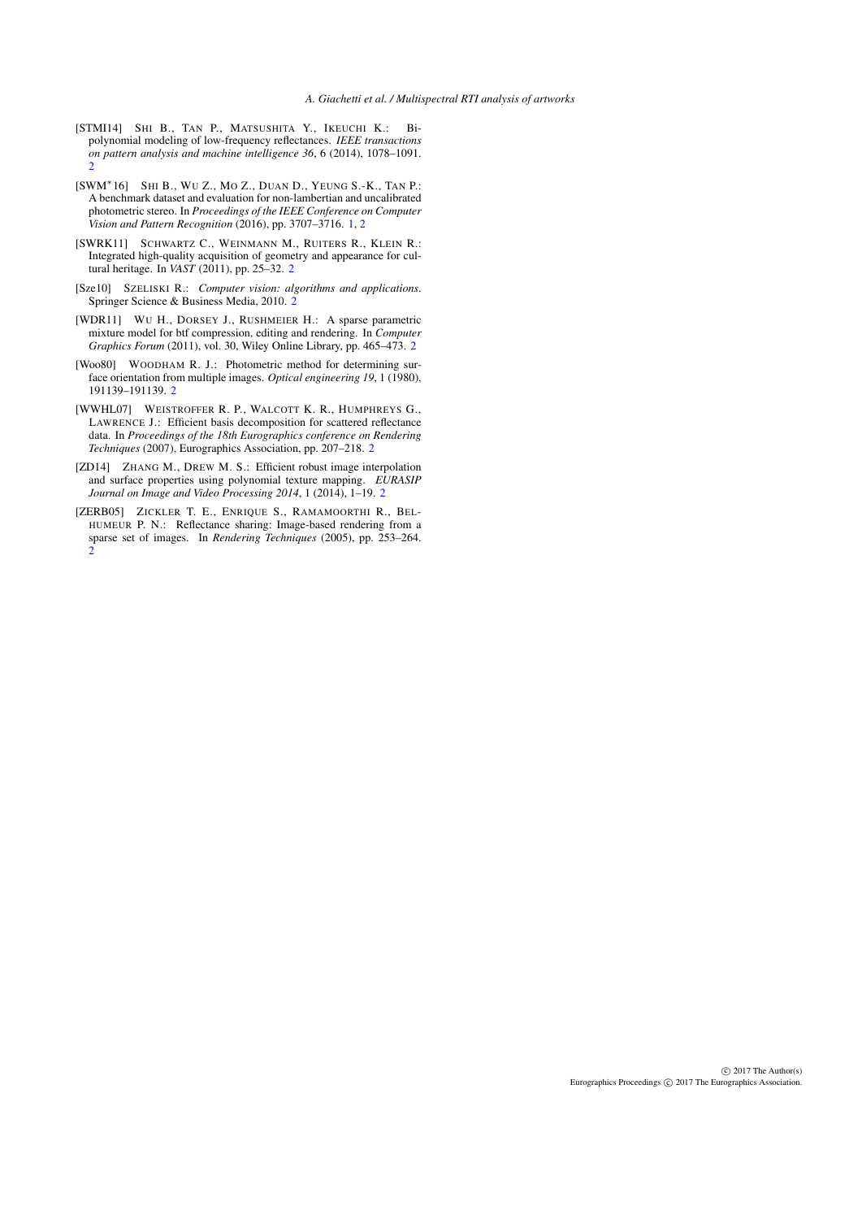[STMI14] SHI B., TAN P., MATSUSHITA Y., IKEUCHI K.: Bi-polynomial modeling of low-frequency reflectances. *IEEE transactions on pattern analysis and machine intelligence 36*, 6 (2014), 1078–1091. 2

[SWM*16] SHI B., WU Z., MO Z., DUAN D., YEUNG S.-K., TAN P.: A benchmark dataset and evaluation for non-lambertian and uncalibrated photometric stereo. In *Proceedings of the IEEE Conference on Computer Vision and Pattern Recognition* (2016), pp. 3707–3716. 1, 2

[SWRK11] SCHWARTZ C., WEINMANN M., RUITERS R., KLEIN R.: Integrated high-quality acquisition of geometry and appearance for cultural heritage. In *VAST* (2011), pp. 25–32. 2

[Sze10] SZELISKI R.: *Computer vision: algorithms and applications*. Springer Science & Business Media, 2010. 2

[WDR11] WU H., DORSEY J., RUSHMEIER H.: A sparse parametric mixture model for btf compression, editing and rendering. In *Computer Graphics Forum* (2011), vol. 30, Wiley Online Library, pp. 465–473. 2

[Woo80] WOODHAM R. J.: Photometric method for determining surface orientation from multiple images. *Optical engineering 19*, 1 (1980), 191139–191139. 2

[WWHL07] WEISTROFFER R. P., WALCOTT K. R., HUMPHREYS G., LAWRENCE J.: Efficient basis decomposition for scattered reflectance data. In *Proceedings of the 18th Eurographics conference on Rendering Techniques* (2007), Eurographics Association, pp. 207–218. 2

[ZD14] ZHANG M., DREW M. S.: Efficient robust image interpolation and surface properties using polynomial texture mapping. *EURASIP Journal on Image and Video Processing 2014*, 1 (2014), 1–19. 2

[ZERB05] ZICKLER T. E., ENRIQUE S., RAMAMOORTHI R., BELHUMEUR P. N.: Reflectance sharing: Image-based rendering from a sparse set of images. In *Rendering Techniques* (2005), pp. 253–264. 2